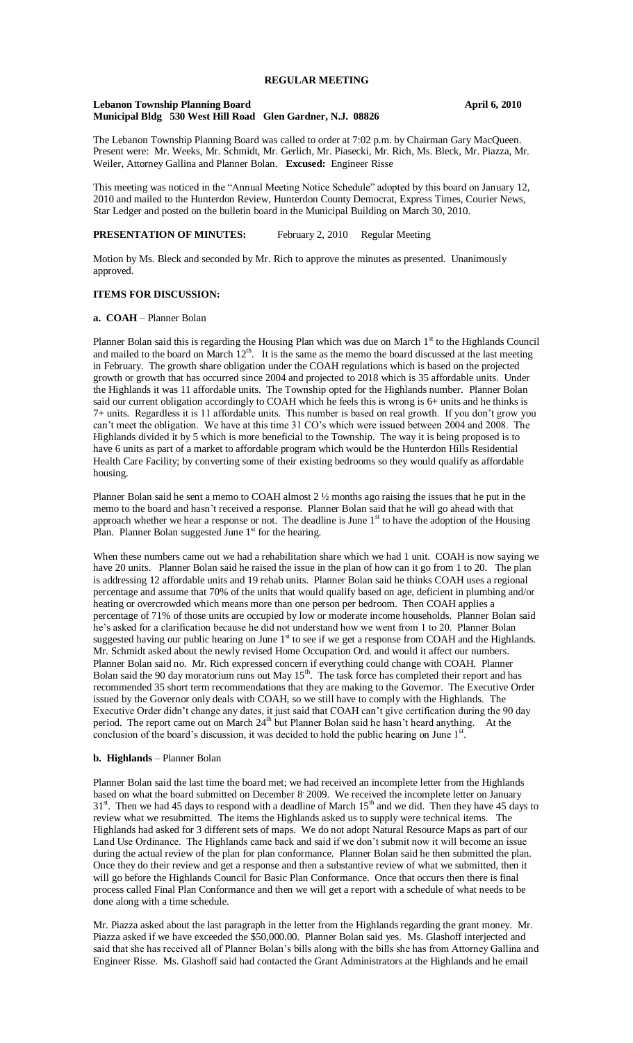**REGULAR MEETING**

**Lebanon Township Planning Board** **April 6, 2010**
**Municipal Bldg 530 West Hill Road Glen Gardner, N.J. 08826**

The Lebanon Township Planning Board was called to order at 7:02 p.m. by Chairman Gary MacQueen. Present were: Mr. Weeks, Mr. Schmidt, Mr. Gerlich, Mr. Piasecki, Mr. Rich, Ms. Bleck, Mr. Piazza, Mr. Weiler, Attorney Gallina and Planner Bolan. **Excused:** Engineer Risse

This meeting was noticed in the "Annual Meeting Notice Schedule" adopted by this board on January 12, 2010 and mailed to the Hunterdon Review, Hunterdon County Democrat, Express Times, Courier News, Star Ledger and posted on the bulletin board in the Municipal Building on March 30, 2010.

**PRESENTATION OF MINUTES:** February 2, 2010 Regular Meeting

Motion by Ms. Bleck and seconded by Mr. Rich to approve the minutes as presented. Unanimously approved.

**ITEMS FOR DISCUSSION:**

**a. COAH** – Planner Bolan

Planner Bolan said this is regarding the Housing Plan which was due on March 1st to the Highlands Council and mailed to the board on March 12th. It is the same as the memo the board discussed at the last meeting in February. The growth share obligation under the COAH regulations which is based on the projected growth or growth that has occurred since 2004 and projected to 2018 which is 35 affordable units. Under the Highlands it was 11 affordable units. The Township opted for the Highlands number. Planner Bolan said our current obligation accordingly to COAH which he feels this is wrong is 6+ units and he thinks is 7+ units. Regardless it is 11 affordable units. This number is based on real growth. If you don't grow you can't meet the obligation. We have at this time 31 CO's which were issued between 2004 and 2008. The Highlands divided it by 5 which is more beneficial to the Township. The way it is being proposed is to have 6 units as part of a market to affordable program which would be the Hunterdon Hills Residential Health Care Facility; by converting some of their existing bedrooms so they would qualify as affordable housing.

Planner Bolan said he sent a memo to COAH almost 2 ½ months ago raising the issues that he put in the memo to the board and hasn't received a response. Planner Bolan said that he will go ahead with that approach whether we hear a response or not. The deadline is June 1st to have the adoption of the Housing Plan. Planner Bolan suggested June 1st for the hearing.

When these numbers came out we had a rehabilitation share which we had 1 unit. COAH is now saying we have 20 units. Planner Bolan said he raised the issue in the plan of how can it go from 1 to 20. The plan is addressing 12 affordable units and 19 rehab units. Planner Bolan said he thinks COAH uses a regional percentage and assume that 70% of the units that would qualify based on age, deficient in plumbing and/or heating or overcrowded which means more than one person per bedroom. Then COAH applies a percentage of 71% of those units are occupied by low or moderate income households. Planner Bolan said he's asked for a clarification because he did not understand how we went from 1 to 20. Planner Bolan suggested having our public hearing on June 1st to see if we get a response from COAH and the Highlands. Mr. Schmidt asked about the newly revised Home Occupation Ord. and would it affect our numbers. Planner Bolan said no. Mr. Rich expressed concern if everything could change with COAH. Planner Bolan said the 90 day moratorium runs out May 15th. The task force has completed their report and has recommended 35 short term recommendations that they are making to the Governor. The Executive Order issued by the Governor only deals with COAH, so we still have to comply with the Highlands. The Executive Order didn't change any dates, it just said that COAH can't give certification during the 90 day period. The report came out on March 24th but Planner Bolan said he hasn't heard anything. At the conclusion of the board's discussion, it was decided to hold the public hearing on June 1st.

**b. Highlands** – Planner Bolan

Planner Bolan said the last time the board met; we had received an incomplete letter from the Highlands based on what the board submitted on December 8, 2009. We received the incomplete letter on January 31st. Then we had 45 days to respond with a deadline of March 15th and we did. Then they have 45 days to review what we resubmitted. The items the Highlands asked us to supply were technical items. The Highlands had asked for 3 different sets of maps. We do not adopt Natural Resource Maps as part of our Land Use Ordinance. The Highlands came back and said if we don't submit now it will become an issue during the actual review of the plan for plan conformance. Planner Bolan said he then submitted the plan. Once they do their review and get a response and then a substantive review of what we submitted, then it will go before the Highlands Council for Basic Plan Conformance. Once that occurs then there is final process called Final Plan Conformance and then we will get a report with a schedule of what needs to be done along with a time schedule.

Mr. Piazza asked about the last paragraph in the letter from the Highlands regarding the grant money. Mr. Piazza asked if we have exceeded the $50,000.00. Planner Bolan said yes. Ms. Glashoff interjected and said that she has received all of Planner Bolan's bills along with the bills she has from Attorney Gallina and Engineer Risse. Ms. Glashoff said had contacted the Grant Administrators at the Highlands and he email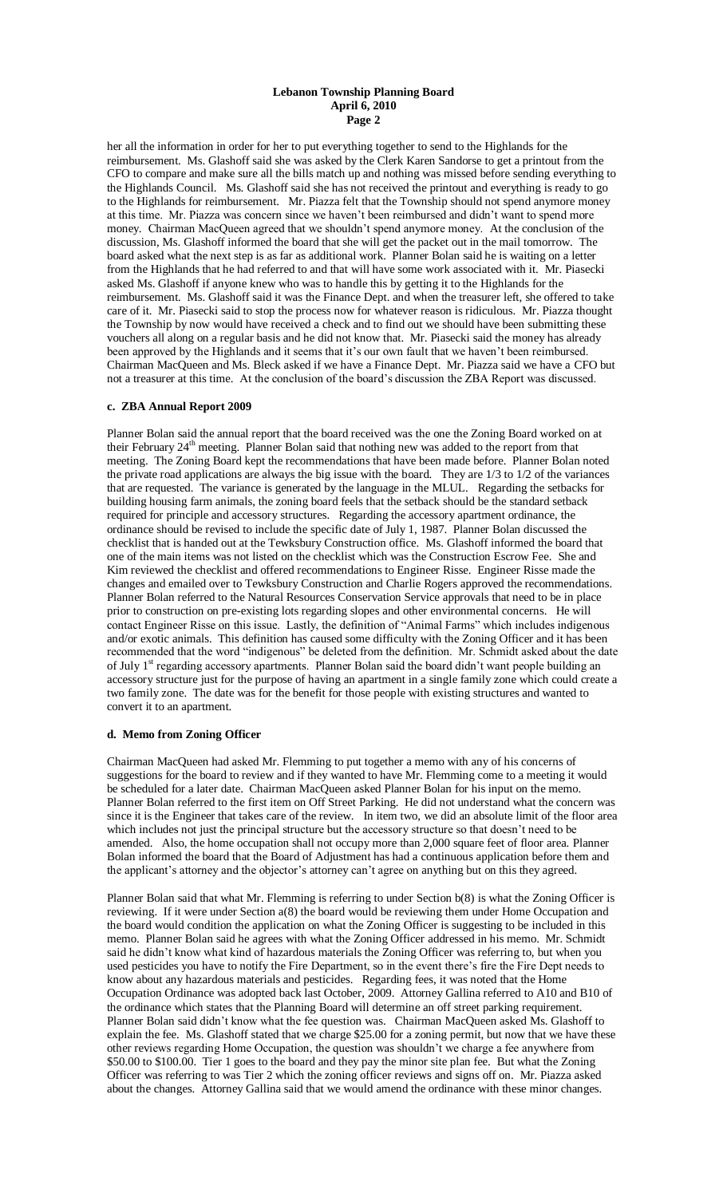her all the information in order for her to put everything together to send to the Highlands for the reimbursement. Ms. Glashoff said she was asked by the Clerk Karen Sandorse to get a printout from the CFO to compare and make sure all the bills match up and nothing was missed before sending everything to the Highlands Council. Ms. Glashoff said she has not received the printout and everything is ready to go to the Highlands for reimbursement. Mr. Piazza felt that the Township should not spend anymore money at this time. Mr. Piazza was concern since we haven't been reimbursed and didn't want to spend more money. Chairman MacQueen agreed that we shouldn't spend anymore money. At the conclusion of the discussion, Ms. Glashoff informed the board that she will get the packet out in the mail tomorrow. The board asked what the next step is as far as additional work. Planner Bolan said he is waiting on a letter from the Highlands that he had referred to and that will have some work associated with it. Mr. Piasecki asked Ms. Glashoff if anyone knew who was to handle this by getting it to the Highlands for the reimbursement. Ms. Glashoff said it was the Finance Dept. and when the treasurer left, she offered to take care of it. Mr. Piasecki said to stop the process now for whatever reason is ridiculous. Mr. Piazza thought the Township by now would have received a check and to find out we should have been submitting these vouchers all along on a regular basis and he did not know that. Mr. Piasecki said the money has already been approved by the Highlands and it seems that it's our own fault that we haven't been reimbursed. Chairman MacQueen and Ms. Bleck asked if we have a Finance Dept. Mr. Piazza said we have a CFO but not a treasurer at this time. At the conclusion of the board's discussion the ZBA Report was discussed.

#### c. ZBA Annual Report 2009

Planner Bolan said the annual report that the board received was the one the Zoning Board worked on at their February 24th meeting. Planner Bolan said that nothing new was added to the report from that meeting. The Zoning Board kept the recommendations that have been made before. Planner Bolan noted the private road applications are always the big issue with the board. They are 1/3 to 1/2 of the variances that are requested. The variance is generated by the language in the MLUL. Regarding the setbacks for building housing farm animals, the zoning board feels that the setback should be the standard setback required for principle and accessory structures. Regarding the accessory apartment ordinance, the ordinance should be revised to include the specific date of July 1, 1987. Planner Bolan discussed the checklist that is handed out at the Tewksbury Construction office. Ms. Glashoff informed the board that one of the main items was not listed on the checklist which was the Construction Escrow Fee. She and Kim reviewed the checklist and offered recommendations to Engineer Risse. Engineer Risse made the changes and emailed over to Tewksbury Construction and Charlie Rogers approved the recommendations. Planner Bolan referred to the Natural Resources Conservation Service approvals that need to be in place prior to construction on pre-existing lots regarding slopes and other environmental concerns. He will contact Engineer Risse on this issue. Lastly, the definition of "Animal Farms" which includes indigenous and/or exotic animals. This definition has caused some difficulty with the Zoning Officer and it has been recommended that the word "indigenous" be deleted from the definition. Mr. Schmidt asked about the date of July 1st regarding accessory apartments. Planner Bolan said the board didn't want people building an accessory structure just for the purpose of having an apartment in a single family zone which could create a two family zone. The date was for the benefit for those people with existing structures and wanted to convert it to an apartment.

#### d. Memo from Zoning Officer

Chairman MacQueen had asked Mr. Flemming to put together a memo with any of his concerns of suggestions for the board to review and if they wanted to have Mr. Flemming come to a meeting it would be scheduled for a later date. Chairman MacQueen asked Planner Bolan for his input on the memo. Planner Bolan referred to the first item on Off Street Parking. He did not understand what the concern was since it is the Engineer that takes care of the review. In item two, we did an absolute limit of the floor area which includes not just the principal structure but the accessory structure so that doesn't need to be amended. Also, the home occupation shall not occupy more than 2,000 square feet of floor area. Planner Bolan informed the board that the Board of Adjustment has had a continuous application before them and the applicant's attorney and the objector's attorney can't agree on anything but on this they agreed.

Planner Bolan said that what Mr. Flemming is referring to under Section b(8) is what the Zoning Officer is reviewing. If it were under Section a(8) the board would be reviewing them under Home Occupation and the board would condition the application on what the Zoning Officer is suggesting to be included in this memo. Planner Bolan said he agrees with what the Zoning Officer addressed in his memo. Mr. Schmidt said he didn't know what kind of hazardous materials the Zoning Officer was referring to, but when you used pesticides you have to notify the Fire Department, so in the event there's fire the Fire Dept needs to know about any hazardous materials and pesticides. Regarding fees, it was noted that the Home Occupation Ordinance was adopted back last October, 2009. Attorney Gallina referred to A10 and B10 of the ordinance which states that the Planning Board will determine an off street parking requirement. Planner Bolan said didn't know what the fee question was. Chairman MacQueen asked Ms. Glashoff to explain the fee. Ms. Glashoff stated that we charge $25.00 for a zoning permit, but now that we have these other reviews regarding Home Occupation, the question was shouldn't we charge a fee anywhere from $50.00 to $100.00. Tier 1 goes to the board and they pay the minor site plan fee. But what the Zoning Officer was referring to was Tier 2 which the zoning officer reviews and signs off on. Mr. Piazza asked about the changes. Attorney Gallina said that we would amend the ordinance with these minor changes.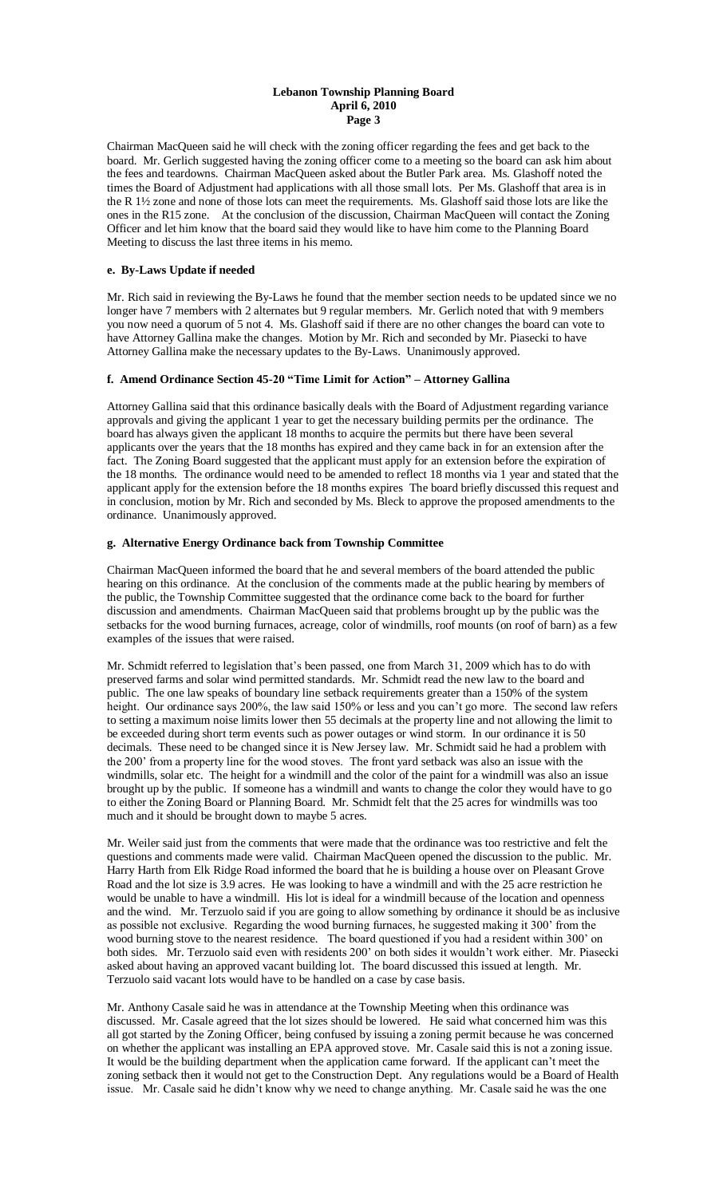Chairman MacQueen said he will check with the zoning officer regarding the fees and get back to the board. Mr. Gerlich suggested having the zoning officer come to a meeting so the board can ask him about the fees and teardowns. Chairman MacQueen asked about the Butler Park area. Ms. Glashoff noted the times the Board of Adjustment had applications with all those small lots. Per Ms. Glashoff that area is in the R 1½ zone and none of those lots can meet the requirements. Ms. Glashoff said those lots are like the ones in the R15 zone. At the conclusion of the discussion, Chairman MacQueen will contact the Zoning Officer and let him know that the board said they would like to have him come to the Planning Board Meeting to discuss the last three items in his memo.

**e. By-Laws Update if needed**

Mr. Rich said in reviewing the By-Laws he found that the member section needs to be updated since we no longer have 7 members with 2 alternates but 9 regular members. Mr. Gerlich noted that with 9 members you now need a quorum of 5 not 4. Ms. Glashoff said if there are no other changes the board can vote to have Attorney Gallina make the changes. Motion by Mr. Rich and seconded by Mr. Piasecki to have Attorney Gallina make the necessary updates to the By-Laws. Unanimously approved.

**f. Amend Ordinance Section 45-20 "Time Limit for Action" – Attorney Gallina**

Attorney Gallina said that this ordinance basically deals with the Board of Adjustment regarding variance approvals and giving the applicant 1 year to get the necessary building permits per the ordinance. The board has always given the applicant 18 months to acquire the permits but there have been several applicants over the years that the 18 months has expired and they came back in for an extension after the fact. The Zoning Board suggested that the applicant must apply for an extension before the expiration of the 18 months. The ordinance would need to be amended to reflect 18 months via 1 year and stated that the applicant apply for the extension before the 18 months expires The board briefly discussed this request and in conclusion, motion by Mr. Rich and seconded by Ms. Bleck to approve the proposed amendments to the ordinance. Unanimously approved.

**g. Alternative Energy Ordinance back from Township Committee**

Chairman MacQueen informed the board that he and several members of the board attended the public hearing on this ordinance. At the conclusion of the comments made at the public hearing by members of the public, the Township Committee suggested that the ordinance come back to the board for further discussion and amendments. Chairman MacQueen said that problems brought up by the public was the setbacks for the wood burning furnaces, acreage, color of windmills, roof mounts (on roof of barn) as a few examples of the issues that were raised.

Mr. Schmidt referred to legislation that's been passed, one from March 31, 2009 which has to do with preserved farms and solar wind permitted standards. Mr. Schmidt read the new law to the board and public. The one law speaks of boundary line setback requirements greater than a 150% of the system height. Our ordinance says 200%, the law said 150% or less and you can't go more. The second law refers to setting a maximum noise limits lower then 55 decimals at the property line and not allowing the limit to be exceeded during short term events such as power outages or wind storm. In our ordinance it is 50 decimals. These need to be changed since it is New Jersey law. Mr. Schmidt said he had a problem with the 200' from a property line for the wood stoves. The front yard setback was also an issue with the windmills, solar etc. The height for a windmill and the color of the paint for a windmill was also an issue brought up by the public. If someone has a windmill and wants to change the color they would have to go to either the Zoning Board or Planning Board. Mr. Schmidt felt that the 25 acres for windmills was too much and it should be brought down to maybe 5 acres.

Mr. Weiler said just from the comments that were made that the ordinance was too restrictive and felt the questions and comments made were valid. Chairman MacQueen opened the discussion to the public. Mr. Harry Harth from Elk Ridge Road informed the board that he is building a house over on Pleasant Grove Road and the lot size is 3.9 acres. He was looking to have a windmill and with the 25 acre restriction he would be unable to have a windmill. His lot is ideal for a windmill because of the location and openness and the wind. Mr. Terzuolo said if you are going to allow something by ordinance it should be as inclusive as possible not exclusive. Regarding the wood burning furnaces, he suggested making it 300' from the wood burning stove to the nearest residence. The board questioned if you had a resident within 300' on both sides. Mr. Terzuolo said even with residents 200' on both sides it wouldn't work either. Mr. Piasecki asked about having an approved vacant building lot. The board discussed this issued at length. Mr. Terzuolo said vacant lots would have to be handled on a case by case basis.

Mr. Anthony Casale said he was in attendance at the Township Meeting when this ordinance was discussed. Mr. Casale agreed that the lot sizes should be lowered. He said what concerned him was this all got started by the Zoning Officer, being confused by issuing a zoning permit because he was concerned on whether the applicant was installing an EPA approved stove. Mr. Casale said this is not a zoning issue. It would be the building department when the application came forward. If the applicant can't meet the zoning setback then it would not get to the Construction Dept. Any regulations would be a Board of Health issue. Mr. Casale said he didn't know why we need to change anything. Mr. Casale said he was the one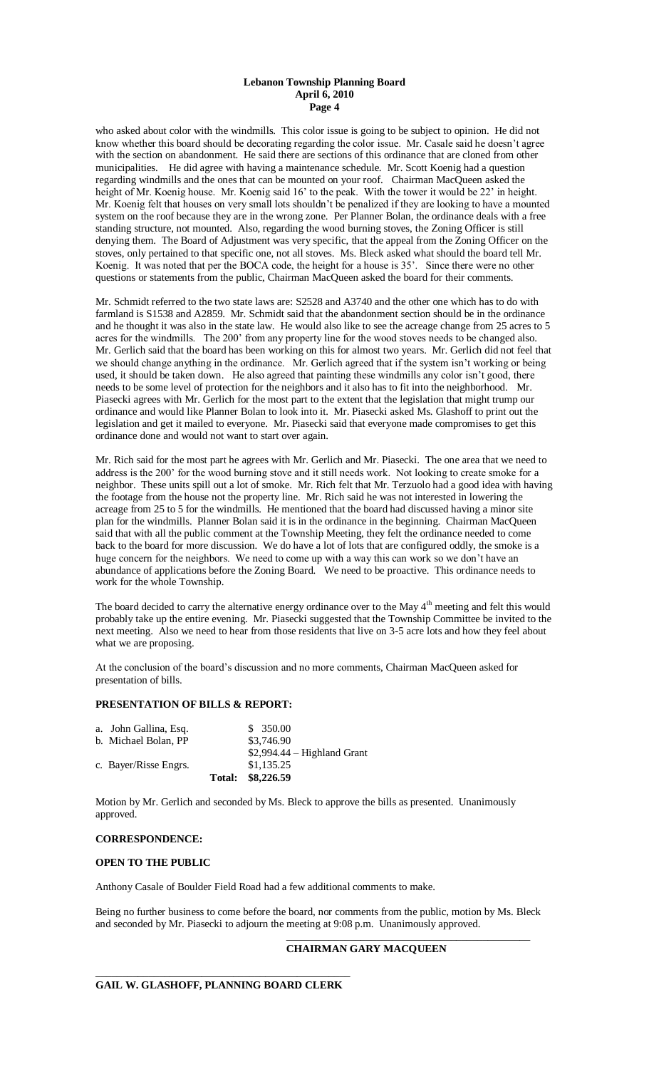who asked about color with the windmills. This color issue is going to be subject to opinion. He did not know whether this board should be decorating regarding the color issue. Mr. Casale said he doesn't agree with the section on abandonment. He said there are sections of this ordinance that are cloned from other municipalities. He did agree with having a maintenance schedule. Mr. Scott Koenig had a question regarding windmills and the ones that can be mounted on your roof. Chairman MacQueen asked the height of Mr. Koenig house. Mr. Koenig said 16' to the peak. With the tower it would be 22' in height. Mr. Koenig felt that houses on very small lots shouldn't be penalized if they are looking to have a mounted system on the roof because they are in the wrong zone. Per Planner Bolan, the ordinance deals with a free standing structure, not mounted. Also, regarding the wood burning stoves, the Zoning Officer is still denying them. The Board of Adjustment was very specific, that the appeal from the Zoning Officer on the stoves, only pertained to that specific one, not all stoves. Ms. Bleck asked what should the board tell Mr. Koenig. It was noted that per the BOCA code, the height for a house is 35'. Since there were no other questions or statements from the public, Chairman MacQueen asked the board for their comments.

Mr. Schmidt referred to the two state laws are: S2528 and A3740 and the other one which has to do with farmland is S1538 and A2859. Mr. Schmidt said that the abandonment section should be in the ordinance and he thought it was also in the state law. He would also like to see the acreage change from 25 acres to 5 acres for the windmills. The 200' from any property line for the wood stoves needs to be changed also. Mr. Gerlich said that the board has been working on this for almost two years. Mr. Gerlich did not feel that we should change anything in the ordinance. Mr. Gerlich agreed that if the system isn't working or being used, it should be taken down. He also agreed that painting these windmills any color isn't good, there needs to be some level of protection for the neighbors and it also has to fit into the neighborhood. Mr. Piasecki agrees with Mr. Gerlich for the most part to the extent that the legislation that might trump our ordinance and would like Planner Bolan to look into it. Mr. Piasecki asked Ms. Glashoff to print out the legislation and get it mailed to everyone. Mr. Piasecki said that everyone made compromises to get this ordinance done and would not want to start over again.

Mr. Rich said for the most part he agrees with Mr. Gerlich and Mr. Piasecki. The one area that we need to address is the 200' for the wood burning stove and it still needs work. Not looking to create smoke for a neighbor. These units spill out a lot of smoke. Mr. Rich felt that Mr. Terzuolo had a good idea with having the footage from the house not the property line. Mr. Rich said he was not interested in lowering the acreage from 25 to 5 for the windmills. He mentioned that the board had discussed having a minor site plan for the windmills. Planner Bolan said it is in the ordinance in the beginning. Chairman MacQueen said that with all the public comment at the Township Meeting, they felt the ordinance needed to come back to the board for more discussion. We do have a lot of lots that are configured oddly, the smoke is a huge concern for the neighbors. We need to come up with a way this can work so we don't have an abundance of applications before the Zoning Board. We need to be proactive. This ordinance needs to work for the whole Township.

The board decided to carry the alternative energy ordinance over to the May 4th meeting and felt this would probably take up the entire evening. Mr. Piasecki suggested that the Township Committee be invited to the next meeting. Also we need to hear from those residents that live on 3-5 acre lots and how they feel about what we are proposing.

At the conclusion of the board's discussion and no more comments, Chairman MacQueen asked for presentation of bills.

**PRESENTATION OF BILLS & REPORT:**

| | | |
|---|---|---|
| a. John Gallina, Esq. | | $ 350.00 |
| b. Michael Bolan, PP | | $3,746.90 |
| | | $2,994.44 – Highland Grant |
| c. Bayer/Risse Engrs. | | $1,135.25 |
| | **Total:** | **$8,226.59** |

Motion by Mr. Gerlich and seconded by Ms. Bleck to approve the bills as presented. Unanimously approved.

**CORRESPONDENCE:**

**OPEN TO THE PUBLIC**

Anthony Casale of Boulder Field Road had a few additional comments to make.

Being no further business to come before the board, nor comments from the public, motion by Ms. Bleck and seconded by Mr. Piasecki to adjourn the meeting at 9:08 p.m. Unanimously approved.

\_\_\_\_\_\_\_\_\_\_\_\_\_\_\_\_\_\_\_\_\_\_\_\_\_\_\_\_\_\_\_\_\_\_\_\_\_\_\_\_

**CHAIRMAN GARY MACQUEEN**

\_\_\_\_\_\_\_\_\_\_\_\_\_\_\_\_\_\_\_\_\_\_\_\_\_\_\_\_\_\_\_\_\_\_\_\_\_\_\_\_

**GAIL W. GLASHOFF, PLANNING BOARD CLERK**